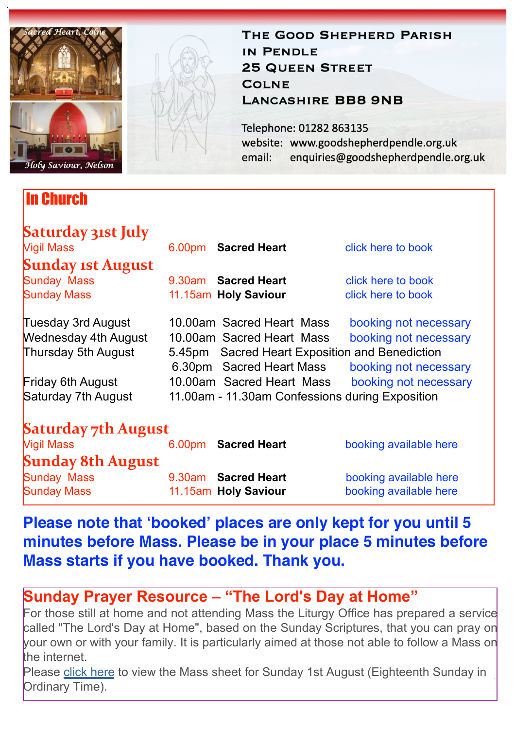# The Good Shepherd Parish in Pendle

25 Queen Street
Colne
Lancashire BB8 9NB

Telephone: 01282 863135
website: www.goodshepherdpendle.org.uk
email: enquiries@goodshepherdpendle.org.uk

Sacred Heart, Colne

Holy Saviour, Nelson

## In Church

### Saturday 31st July

| | | | |
|---|---|---|---|
| Vigil Mass | 6.00pm | **Sacred Heart** | click here to book |

### Sunday 1st August

| | | | |
|---|---|---|---|
| Sunday Mass | 9.30am | **Sacred Heart** | click here to book |
| Sunday Mass | 11.15am | **Holy Saviour** | click here to book |

| | | |
|---|---|---|
| Tuesday 3rd August | 10.00am Sacred Heart Mass | booking not necessary |
| Wednesday 4th August | 10.00am Sacred Heart Mass | booking not necessary |
| Thursday 5th August | 5.45pm Sacred Heart Exposition and Benediction | |
| | 6.30pm Sacred Heart Mass | booking not necessary |
| Friday 6th August | 10.00am Sacred Heart Mass | booking not necessary |
| Saturday 7th August | 11.00am - 11.30am Confessions during Exposition | |

### Saturday 7th August

| | | | |
|---|---|---|---|
| Vigil Mass | 6.00pm | **Sacred Heart** | booking available here |

### Sunday 8th August

| | | | |
|---|---|---|---|
| Sunday Mass | 9.30am | **Sacred Heart** | booking available here |
| Sunday Mass | 11.15am | **Holy Saviour** | booking available here |

**Please note that 'booked' places are only kept for you until 5 minutes before Mass. Please be in your place 5 minutes before Mass starts if you have booked. Thank you.**

## Sunday Prayer Resource – "The Lord's Day at Home"

For those still at home and not attending Mass the Liturgy Office has prepared a service called "The Lord's Day at Home", based on the Sunday Scriptures, that you can pray on your own or with your family. It is particularly aimed at those not able to follow a Mass on the internet.

Please click here to view the Mass sheet for Sunday 1st August (Eighteenth Sunday in Ordinary Time).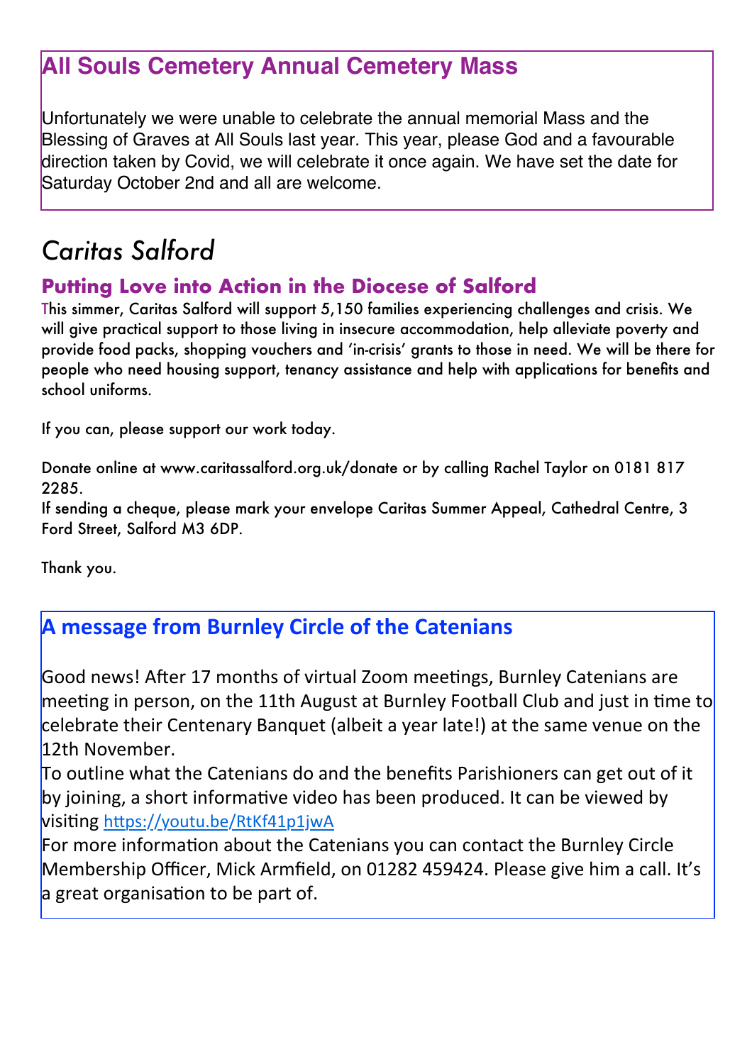## All Souls Cemetery Annual Cemetery Mass

Unfortunately we were unable to celebrate the annual memorial Mass and the Blessing of Graves at All Souls last year. This year, please God and a favourable direction taken by Covid, we will celebrate it once again. We have set the date for Saturday October 2nd and all are welcome.

# *Caritas Salford*

### Putting Love into Action in the Diocese of Salford

This simmer, Caritas Salford will support 5,150 families experiencing challenges and crisis. We will give practical support to those living in insecure accommodation, help alleviate poverty and provide food packs, shopping vouchers and 'in-crisis' grants to those in need. We will be there for people who need housing support, tenancy assistance and help with applications for benefits and school uniforms.

If you can, please support our work today.

Donate online at www.caritassalford.org.uk/donate or by calling Rachel Taylor on 0181 817 2285.
If sending a cheque, please mark your envelope Caritas Summer Appeal, Cathedral Centre, 3 Ford Street, Salford M3 6DP.

Thank you.

## A message from Burnley Circle of the Catenians

Good news! After 17 months of virtual Zoom meetings, Burnley Catenians are meeting in person, on the 11th August at Burnley Football Club and just in time to celebrate their Centenary Banquet (albeit a year late!) at the same venue on the 12th November.
To outline what the Catenians do and the benefits Parishioners can get out of it by joining, a short informative video has been produced. It can be viewed by visiting https://youtu.be/RtKf41p1jwA
For more information about the Catenians you can contact the Burnley Circle Membership Officer, Mick Armfield, on 01282 459424. Please give him a call. It's a great organisation to be part of.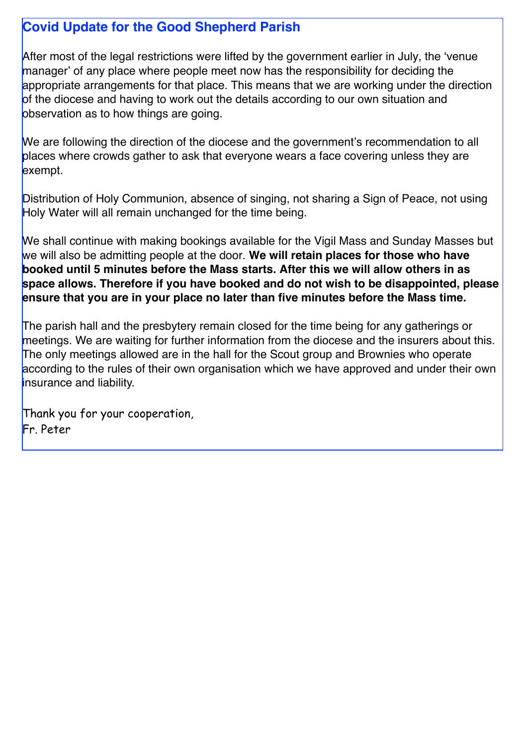## Covid Update for the Good Shepherd Parish

After most of the legal restrictions were lifted by the government earlier in July, the 'venue manager' of any place where people meet now has the responsibility for deciding the appropriate arrangements for that place. This means that we are working under the direction of the diocese and having to work out the details according to our own situation and observation as to how things are going.

We are following the direction of the diocese and the government's recommendation to all places where crowds gather to ask that everyone wears a face covering unless they are exempt.

Distribution of Holy Communion, absence of singing, not sharing a Sign of Peace, not using Holy Water will all remain unchanged for the time being.

We shall continue with making bookings available for the Vigil Mass and Sunday Masses but we will also be admitting people at the door. **We will retain places for those who have booked until 5 minutes before the Mass starts. After this we will allow others in as space allows. Therefore if you have booked and do not wish to be disappointed, please ensure that you are in your place no later than five minutes before the Mass time.**

The parish hall and the presbytery remain closed for the time being for any gatherings or meetings. We are waiting for further information from the diocese and the insurers about this. The only meetings allowed are in the hall for the Scout group and Brownies who operate according to the rules of their own organisation which we have approved and under their own insurance and liability.

Thank you for your cooperation,
Fr. Peter